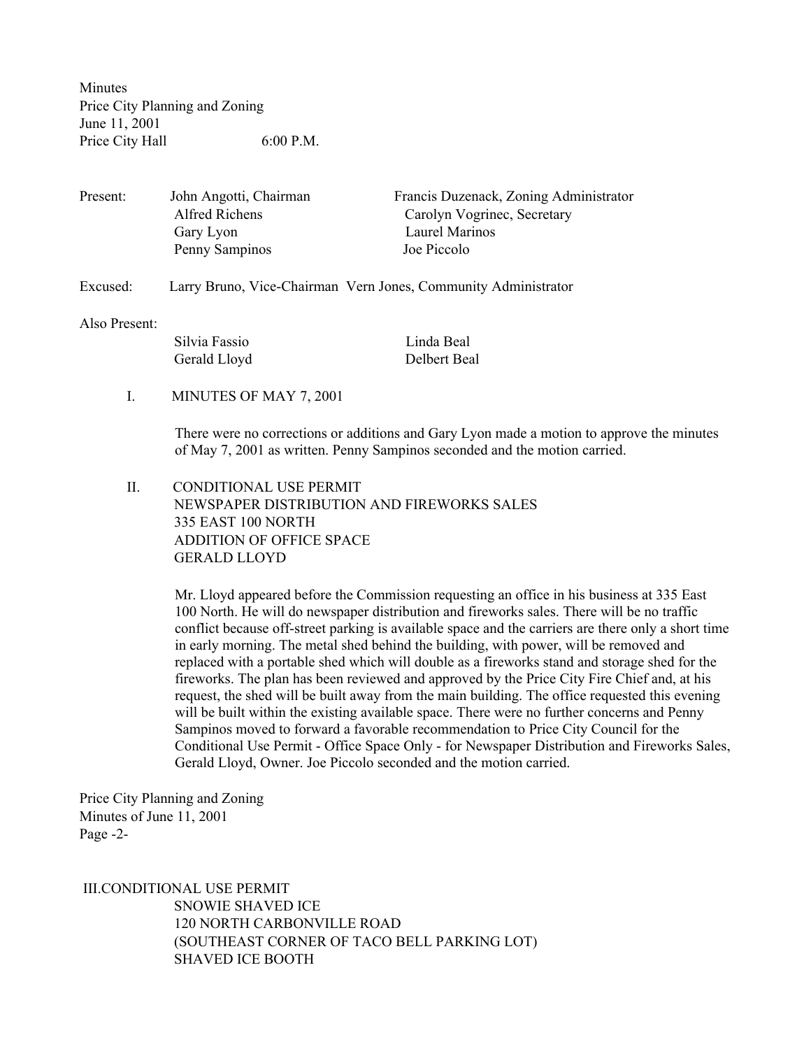Minutes
Price City Planning and Zoning
June 11, 2001
Price City Hall 6:00 P.M.

Present: John Angotti, Chairman
Alfred Richens
Gary Lyon
Penny Sampinos
Francis Duzenack, Zoning Administrator
Carolyn Vogrinec, Secretary
Laurel Marinos
Joe Piccolo

Excused: Larry Bruno, Vice-Chairman Vern Jones, Community Administrator

Also Present:
Silvia Fassio
Gerald Lloyd
Linda Beal
Delbert Beal

I. MINUTES OF MAY 7, 2001

There were no corrections or additions and Gary Lyon made a motion to approve the minutes of May 7, 2001 as written. Penny Sampinos seconded and the motion carried.

II. CONDITIONAL USE PERMIT
NEWSPAPER DISTRIBUTION AND FIREWORKS SALES
335 EAST 100 NORTH
ADDITION OF OFFICE SPACE
GERALD LLOYD

Mr. Lloyd appeared before the Commission requesting an office in his business at 335 East 100 North. He will do newspaper distribution and fireworks sales. There will be no traffic conflict because off-street parking is available space and the carriers are there only a short time in early morning. The metal shed behind the building, with power, will be removed and replaced with a portable shed which will double as a fireworks stand and storage shed for the fireworks. The plan has been reviewed and approved by the Price City Fire Chief and, at his request, the shed will be built away from the main building. The office requested this evening will be built within the existing available space. There were no further concerns and Penny Sampinos moved to forward a favorable recommendation to Price City Council for the Conditional Use Permit - Office Space Only - for Newspaper Distribution and Fireworks Sales, Gerald Lloyd, Owner. Joe Piccolo seconded and the motion carried.

III. CONDITIONAL USE PERMIT
SNOWIE SHAVED ICE
120 NORTH CARBONVILLE ROAD
(SOUTHEAST CORNER OF TACO BELL PARKING LOT)
SHAVED ICE BOOTH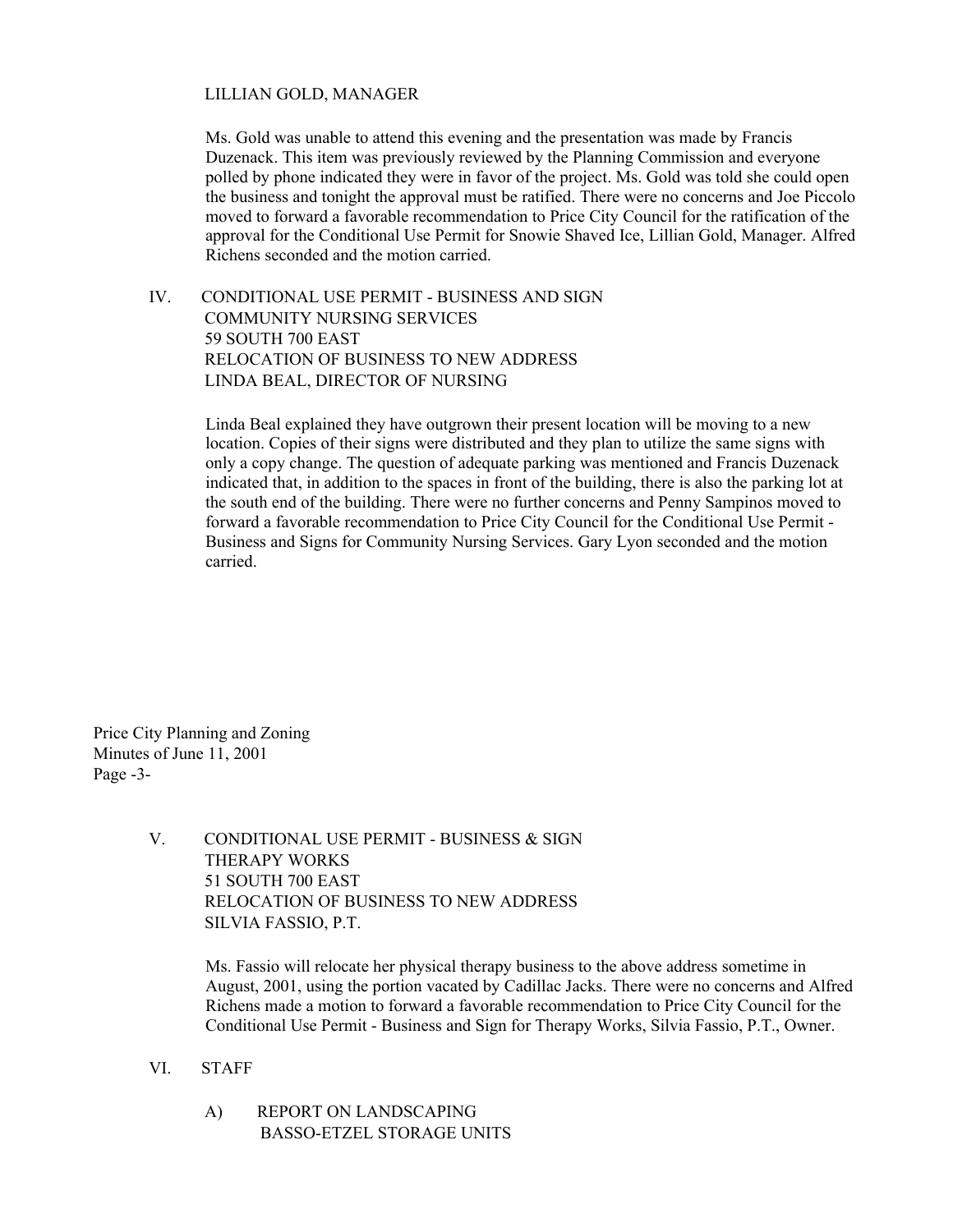LILLIAN GOLD, MANAGER

Ms. Gold was unable to attend this evening and the presentation was made by Francis Duzenack. This item was previously reviewed by the Planning Commission and everyone polled by phone indicated they were in favor of the project. Ms. Gold was told she could open the business and tonight the approval must be ratified. There were no concerns and Joe Piccolo moved to forward a favorable recommendation to Price City Council for the ratification of the approval for the Conditional Use Permit for Snowie Shaved Ice, Lillian Gold, Manager. Alfred Richens seconded and the motion carried.

IV. CONDITIONAL USE PERMIT - BUSINESS AND SIGN
COMMUNITY NURSING SERVICES
59 SOUTH 700 EAST
RELOCATION OF BUSINESS TO NEW ADDRESS
LINDA BEAL, DIRECTOR OF NURSING

Linda Beal explained they have outgrown their present location will be moving to a new location. Copies of their signs were distributed and they plan to utilize the same signs with only a copy change. The question of adequate parking was mentioned and Francis Duzenack indicated that, in addition to the spaces in front of the building, there is also the parking lot at the south end of the building. There were no further concerns and Penny Sampinos moved to forward a favorable recommendation to Price City Council for the Conditional Use Permit - Business and Signs for Community Nursing Services. Gary Lyon seconded and the motion carried.

V. CONDITIONAL USE PERMIT - BUSINESS & SIGN
THERAPY WORKS
51 SOUTH 700 EAST
RELOCATION OF BUSINESS TO NEW ADDRESS
SILVIA FASSIO, P.T.

Ms. Fassio will relocate her physical therapy business to the above address sometime in August, 2001, using the portion vacated by Cadillac Jacks. There were no concerns and Alfred Richens made a motion to forward a favorable recommendation to Price City Council for the Conditional Use Permit - Business and Sign for Therapy Works, Silvia Fassio, P.T., Owner.

VI. STAFF

A) REPORT ON LANDSCAPING
BASSO-ETZEL STORAGE UNITS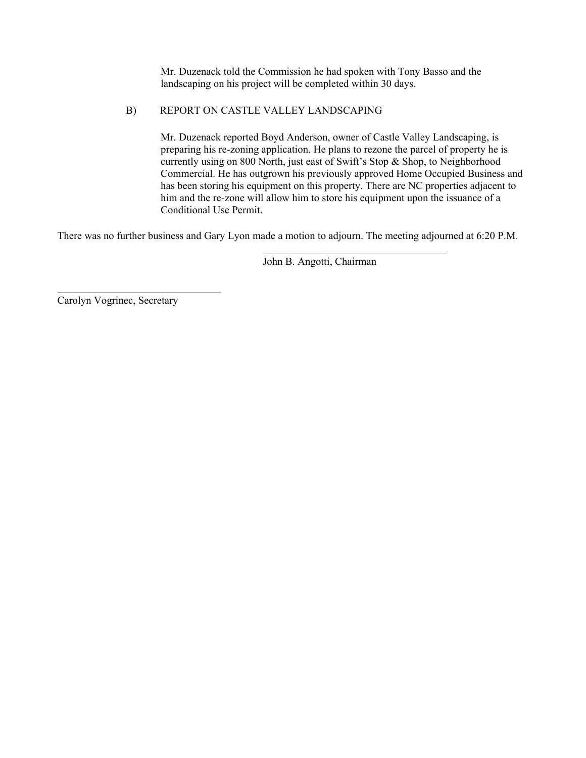Mr. Duzenack told the Commission he had spoken with Tony Basso and the landscaping on his project will be completed within 30 days.

B) REPORT ON CASTLE VALLEY LANDSCAPING

Mr. Duzenack reported Boyd Anderson, owner of Castle Valley Landscaping, is preparing his re-zoning application. He plans to rezone the parcel of property he is currently using on 800 North, just east of Swift's Stop & Shop, to Neighborhood Commercial. He has outgrown his previously approved Home Occupied Business and has been storing his equipment on this property. There are NC properties adjacent to him and the re-zone will allow him to store his equipment upon the issuance of a Conditional Use Permit.

There was no further business and Gary Lyon made a motion to adjourn. The meeting adjourned at 6:20 P.M.

\_\_\_\_\_\_\_\_\_\_\_\_\_\_\_\_\_\_\_\_\_\_\_\_\_\_\_\_\_\_\_\_\_\_

John B. Angotti, Chairman

\_\_\_\_\_\_\_\_\_\_\_\_\_\_\_\_\_\_\_\_\_\_\_\_\_\_\_\_\_\_\_\_\_\_

Carolyn Vogrinec, Secretary